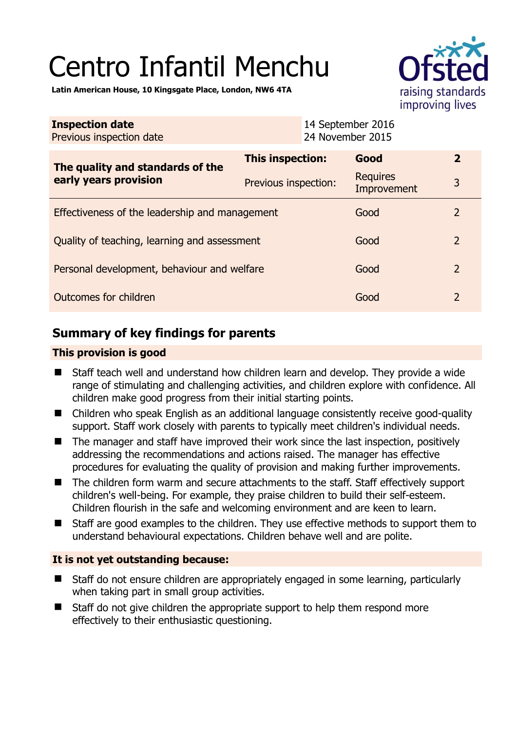# Centro Infantil Menchu

**Latin American House, 10 Kingsgate Place, London, NW6 4TA**

| **Inspection date** | 14 September 2016 |
|---|---|
| Previous inspection date | 24 November 2015 |

| **The quality and standards of the early years provision** | **This inspection:** | **Good** | **2** |
|---|---|---|---|
| | Previous inspection: | Requires Improvement | 3 |
| Effectiveness of the leadership and management | | Good | 2 |
| Quality of teaching, learning and assessment | | Good | 2 |
| Personal development, behaviour and welfare | | Good | 2 |
| Outcomes for children | | Good | 2 |

## Summary of key findings for parents

### This provision is good

- Staff teach well and understand how children learn and develop. They provide a wide range of stimulating and challenging activities, and children explore with confidence. All children make good progress from their initial starting points.
- Children who speak English as an additional language consistently receive good-quality support. Staff work closely with parents to typically meet children's individual needs.
- The manager and staff have improved their work since the last inspection, positively addressing the recommendations and actions raised. The manager has effective procedures for evaluating the quality of provision and making further improvements.
- The children form warm and secure attachments to the staff. Staff effectively support children's well-being. For example, they praise children to build their self-esteem. Children flourish in the safe and welcoming environment and are keen to learn.
- Staff are good examples to the children. They use effective methods to support them to understand behavioural expectations. Children behave well and are polite.

### It is not yet outstanding because:

- Staff do not ensure children are appropriately engaged in some learning, particularly when taking part in small group activities.
- Staff do not give children the appropriate support to help them respond more effectively to their enthusiastic questioning.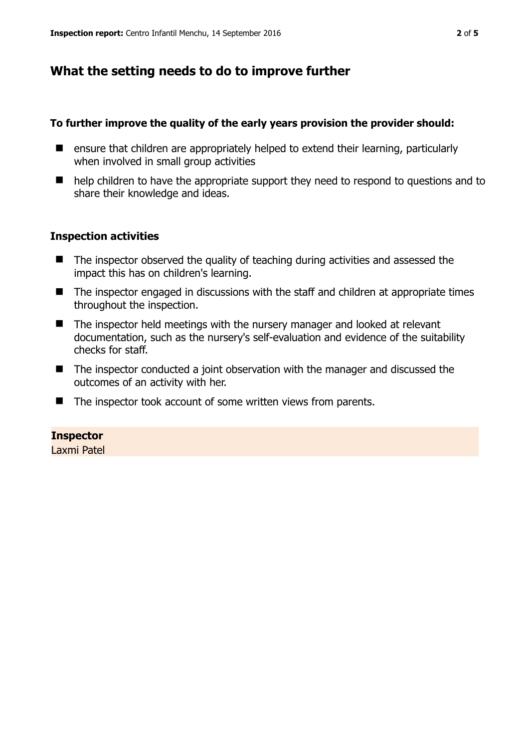## What the setting needs to do to improve further

**To further improve the quality of the early years provision the provider should:**

- ensure that children are appropriately helped to extend their learning, particularly when involved in small group activities
- help children to have the appropriate support they need to respond to questions and to share their knowledge and ideas.

### Inspection activities

- The inspector observed the quality of teaching during activities and assessed the impact this has on children's learning.
- The inspector engaged in discussions with the staff and children at appropriate times throughout the inspection.
- The inspector held meetings with the nursery manager and looked at relevant documentation, such as the nursery's self-evaluation and evidence of the suitability checks for staff.
- The inspector conducted a joint observation with the manager and discussed the outcomes of an activity with her.
- The inspector took account of some written views from parents.

**Inspector**
Laxmi Patel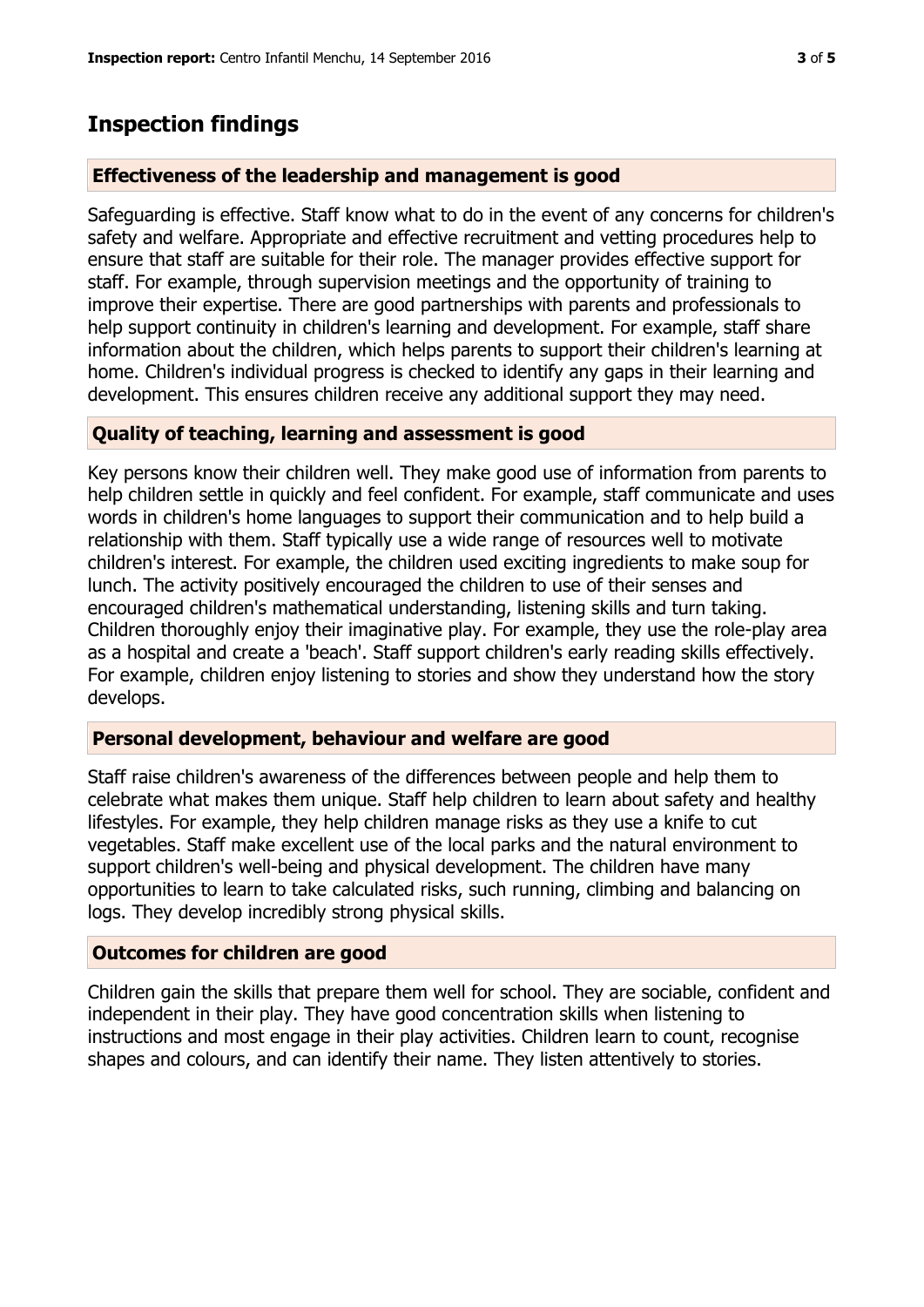## Inspection findings

### Effectiveness of the leadership and management is good

Safeguarding is effective. Staff know what to do in the event of any concerns for children's safety and welfare. Appropriate and effective recruitment and vetting procedures help to ensure that staff are suitable for their role. The manager provides effective support for staff. For example, through supervision meetings and the opportunity of training to improve their expertise. There are good partnerships with parents and professionals to help support continuity in children's learning and development. For example, staff share information about the children, which helps parents to support their children's learning at home. Children's individual progress is checked to identify any gaps in their learning and development. This ensures children receive any additional support they may need.

### Quality of teaching, learning and assessment is good

Key persons know their children well. They make good use of information from parents to help children settle in quickly and feel confident. For example, staff communicate and uses words in children's home languages to support their communication and to help build a relationship with them. Staff typically use a wide range of resources well to motivate children's interest. For example, the children used exciting ingredients to make soup for lunch. The activity positively encouraged the children to use of their senses and encouraged children's mathematical understanding, listening skills and turn taking. Children thoroughly enjoy their imaginative play. For example, they use the role-play area as a hospital and create a 'beach'. Staff support children's early reading skills effectively. For example, children enjoy listening to stories and show they understand how the story develops.

### Personal development, behaviour and welfare are good

Staff raise children's awareness of the differences between people and help them to celebrate what makes them unique. Staff help children to learn about safety and healthy lifestyles. For example, they help children manage risks as they use a knife to cut vegetables. Staff make excellent use of the local parks and the natural environment to support children's well-being and physical development. The children have many opportunities to learn to take calculated risks, such running, climbing and balancing on logs. They develop incredibly strong physical skills.

### Outcomes for children are good

Children gain the skills that prepare them well for school. They are sociable, confident and independent in their play. They have good concentration skills when listening to instructions and most engage in their play activities. Children learn to count, recognise shapes and colours, and can identify their name. They listen attentively to stories.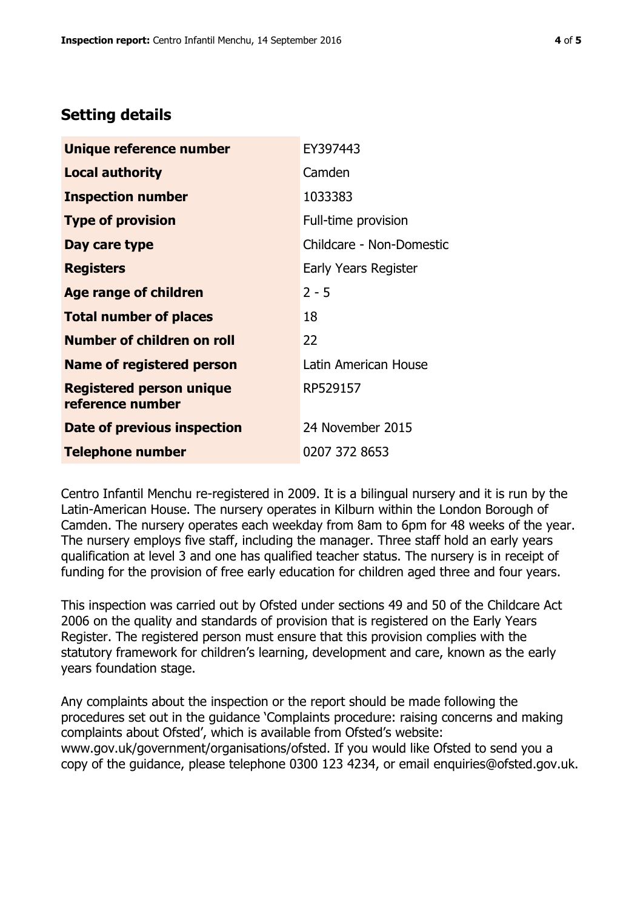## Setting details

| | |
|---|---|
| **Unique reference number** | EY397443 |
| **Local authority** | Camden |
| **Inspection number** | 1033383 |
| **Type of provision** | Full-time provision |
| **Day care type** | Childcare - Non-Domestic |
| **Registers** | Early Years Register |
| **Age range of children** | 2 - 5 |
| **Total number of places** | 18 |
| **Number of children on roll** | 22 |
| **Name of registered person** | Latin American House |
| **Registered person unique reference number** | RP529157 |
| **Date of previous inspection** | 24 November 2015 |
| **Telephone number** | 0207 372 8653 |

Centro Infantil Menchu re-registered in 2009. It is a bilingual nursery and it is run by the Latin-American House. The nursery operates in Kilburn within the London Borough of Camden. The nursery operates each weekday from 8am to 6pm for 48 weeks of the year. The nursery employs five staff, including the manager. Three staff hold an early years qualification at level 3 and one has qualified teacher status. The nursery is in receipt of funding for the provision of free early education for children aged three and four years.

This inspection was carried out by Ofsted under sections 49 and 50 of the Childcare Act 2006 on the quality and standards of provision that is registered on the Early Years Register. The registered person must ensure that this provision complies with the statutory framework for children's learning, development and care, known as the early years foundation stage.

Any complaints about the inspection or the report should be made following the procedures set out in the guidance 'Complaints procedure: raising concerns and making complaints about Ofsted', which is available from Ofsted's website: www.gov.uk/government/organisations/ofsted. If you would like Ofsted to send you a copy of the guidance, please telephone 0300 123 4234, or email enquiries@ofsted.gov.uk.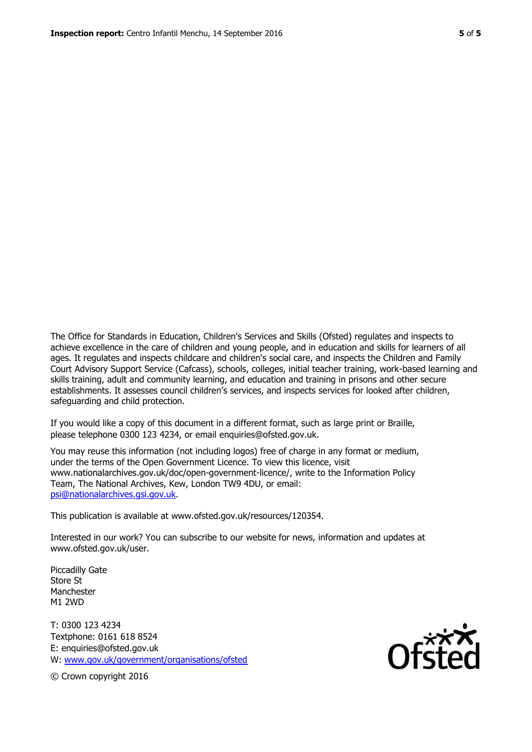The Office for Standards in Education, Children's Services and Skills (Ofsted) regulates and inspects to achieve excellence in the care of children and young people, and in education and skills for learners of all ages. It regulates and inspects childcare and children's social care, and inspects the Children and Family Court Advisory Support Service (Cafcass), schools, colleges, initial teacher training, work-based learning and skills training, adult and community learning, and education and training in prisons and other secure establishments. It assesses council children's services, and inspects services for looked after children, safeguarding and child protection.

If you would like a copy of this document in a different format, such as large print or Braille, please telephone 0300 123 4234, or email enquiries@ofsted.gov.uk.

You may reuse this information (not including logos) free of charge in any format or medium, under the terms of the Open Government Licence. To view this licence, visit www.nationalarchives.gov.uk/doc/open-government-licence/, write to the Information Policy Team, The National Archives, Kew, London TW9 4DU, or email: psi@nationalarchives.gsi.gov.uk.

This publication is available at www.ofsted.gov.uk/resources/120354.

Interested in our work? You can subscribe to our website for news, information and updates at www.ofsted.gov.uk/user.

Piccadilly Gate
Store St
Manchester
M1 2WD

T: 0300 123 4234
Textphone: 0161 618 8524
E: enquiries@ofsted.gov.uk
W: www.gov.uk/government/organisations/ofsted

© Crown copyright 2016